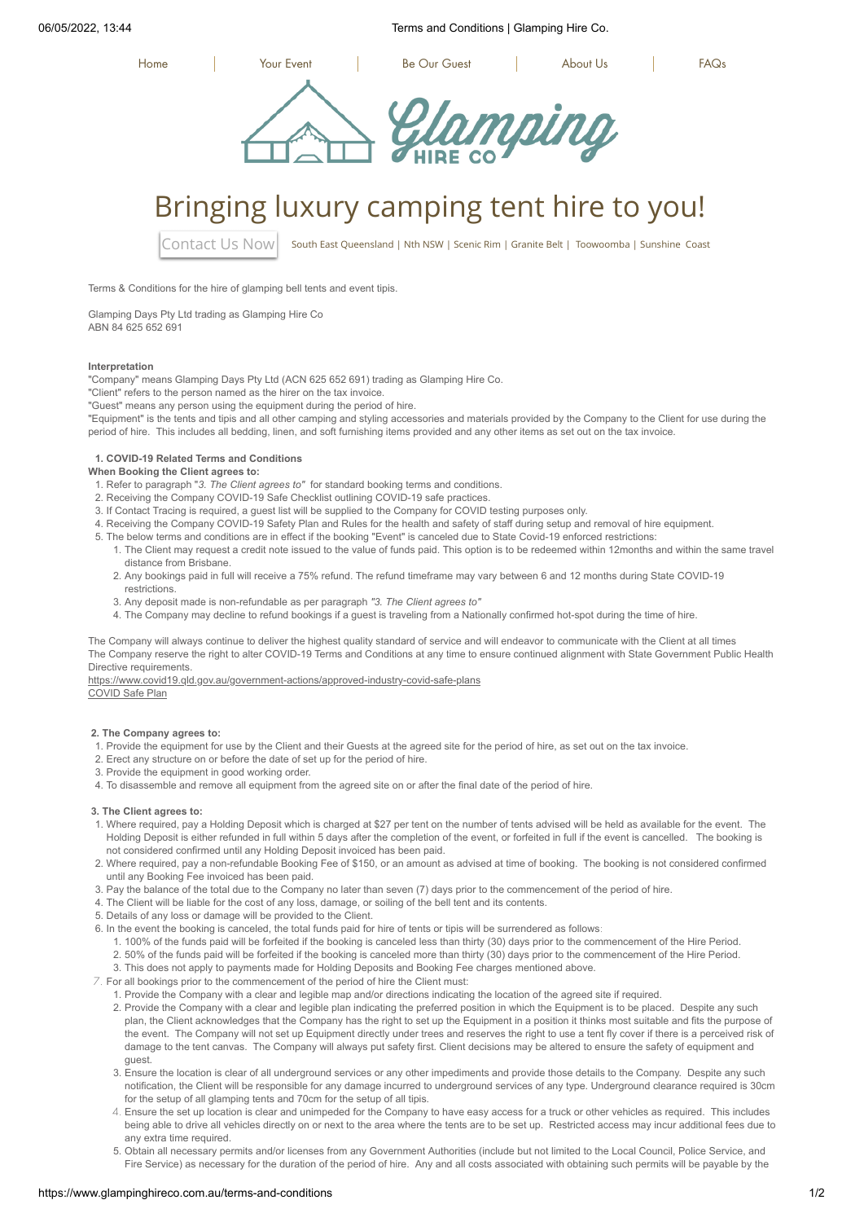Home | Your Event | Be Our Guest | About Us | FAQs

# Bringing luxury camping tent hire to you!

Contact Us Now   South East Queensland | Nth NSW | Scenic Rim | Granite Belt | Toowoomba | Sunshine Coast

Terms & Conditions for the hire of glamping bell tents and event tipis.

Glamping Days Pty Ltd trading as Glamping Hire Co
ABN 84 625 652 691

**Interpretation**

"Company" means Glamping Days Pty Ltd (ACN 625 652 691) trading as Glamping Hire Co.
"Client" refers to the person named as the hirer on the tax invoice.
"Guest" means any person using the equipment during the period of hire.
"Equipment" is the tents and tipis and all other camping and styling accessories and materials provided by the Company to the Client for use during the period of hire. This includes all bedding, linen, and soft furnishing items provided and any other items as set out on the tax invoice.

**1. COVID-19 Related Terms and Conditions**

**When Booking the Client agrees to:**

1. Refer to paragraph "*3. The Client agrees to"* for standard booking terms and conditions.
2. Receiving the Company COVID-19 Safe Checklist outlining COVID-19 safe practices.
3. If Contact Tracing is required, a guest list will be supplied to the Company for COVID testing purposes only.
4. Receiving the Company COVID-19 Safety Plan and Rules for the health and safety of staff during setup and removal of hire equipment.
5. The below terms and conditions are in effect if the booking "Event" is canceled due to State Covid-19 enforced restrictions:
   1. The Client may request a credit note issued to the value of funds paid. This option is to be redeemed within 12months and within the same travel distance from Brisbane.
   2. Any bookings paid in full will receive a 75% refund. The refund timeframe may vary between 6 and 12 months during State COVID-19 restrictions.
   3. Any deposit made is non-refundable as per paragraph *"3. The Client agrees to"*
   4. The Company may decline to refund bookings if a guest is traveling from a Nationally confirmed hot-spot during the time of hire.

The Company will always continue to deliver the highest quality standard of service and will endeavor to communicate with the Client at all times
The Company reserve the right to alter COVID-19 Terms and Conditions at any time to ensure continued alignment with State Government Public Health Directive requirements.
https://www.covid19.qld.gov.au/government-actions/approved-industry-covid-safe-plans
COVID Safe Plan

**2. The Company agrees to:**

1. Provide the equipment for use by the Client and their Guests at the agreed site for the period of hire, as set out on the tax invoice.
2. Erect any structure on or before the date of set up for the period of hire.
3. Provide the equipment in good working order.
4. To disassemble and remove all equipment from the agreed site on or after the final date of the period of hire.

**3. The Client agrees to:**

1. Where required, pay a Holding Deposit which is charged at $27 per tent on the number of tents advised will be held as available for the event. The Holding Deposit is either refunded in full within 5 days after the completion of the event, or forfeited in full if the event is cancelled. The booking is not considered confirmed until any Holding Deposit invoiced has been paid.
2. Where required, pay a non-refundable Booking Fee of $150, or an amount as advised at time of booking. The booking is not considered confirmed until any Booking Fee invoiced has been paid.
3. Pay the balance of the total due to the Company no later than seven (7) days prior to the commencement of the period of hire.
4. The Client will be liable for the cost of any loss, damage, or soiling of the bell tent and its contents.
5. Details of any loss or damage will be provided to the Client.
6. In the event the booking is canceled, the total funds paid for hire of tents or tipis will be surrendered as follows:
   1. 100% of the funds paid will be forfeited if the booking is canceled less than thirty (30) days prior to the commencement of the Hire Period.
   2. 50% of the funds paid will be forfeited if the booking is canceled more than thirty (30) days prior to the commencement of the Hire Period.
   3. This does not apply to payments made for Holding Deposits and Booking Fee charges mentioned above.
7. For all bookings prior to the commencement of the period of hire the Client must:
   1. Provide the Company with a clear and legible map and/or directions indicating the location of the agreed site if required.
   2. Provide the Company with a clear and legible plan indicating the preferred position in which the Equipment is to be placed. Despite any such plan, the Client acknowledges that the Company has the right to set up the Equipment in a position it thinks most suitable and fits the purpose of the event. The Company will not set up Equipment directly under trees and reserves the right to use a tent fly cover if there is a perceived risk of damage to the tent canvas. The Company will always put safety first. Client decisions may be altered to ensure the safety of equipment and guest.
   3. Ensure the location is clear of all underground services or any other impediments and provide those details to the Company. Despite any such notification, the Client will be responsible for any damage incurred to underground services of any type. Underground clearance required is 30cm for the setup of all glamping tents and 70cm for the setup of all tipis.
   4. Ensure the set up location is clear and unimpeded for the Company to have easy access for a truck or other vehicles as required. This includes being able to drive all vehicles directly on or next to the area where the tents are to be set up. Restricted access may incur additional fees due to any extra time required.
   5. Obtain all necessary permits and/or licenses from any Government Authorities (include but not limited to the Local Council, Police Service, and Fire Service) as necessary for the duration of the period of hire. Any and all costs associated with obtaining such permits will be payable by the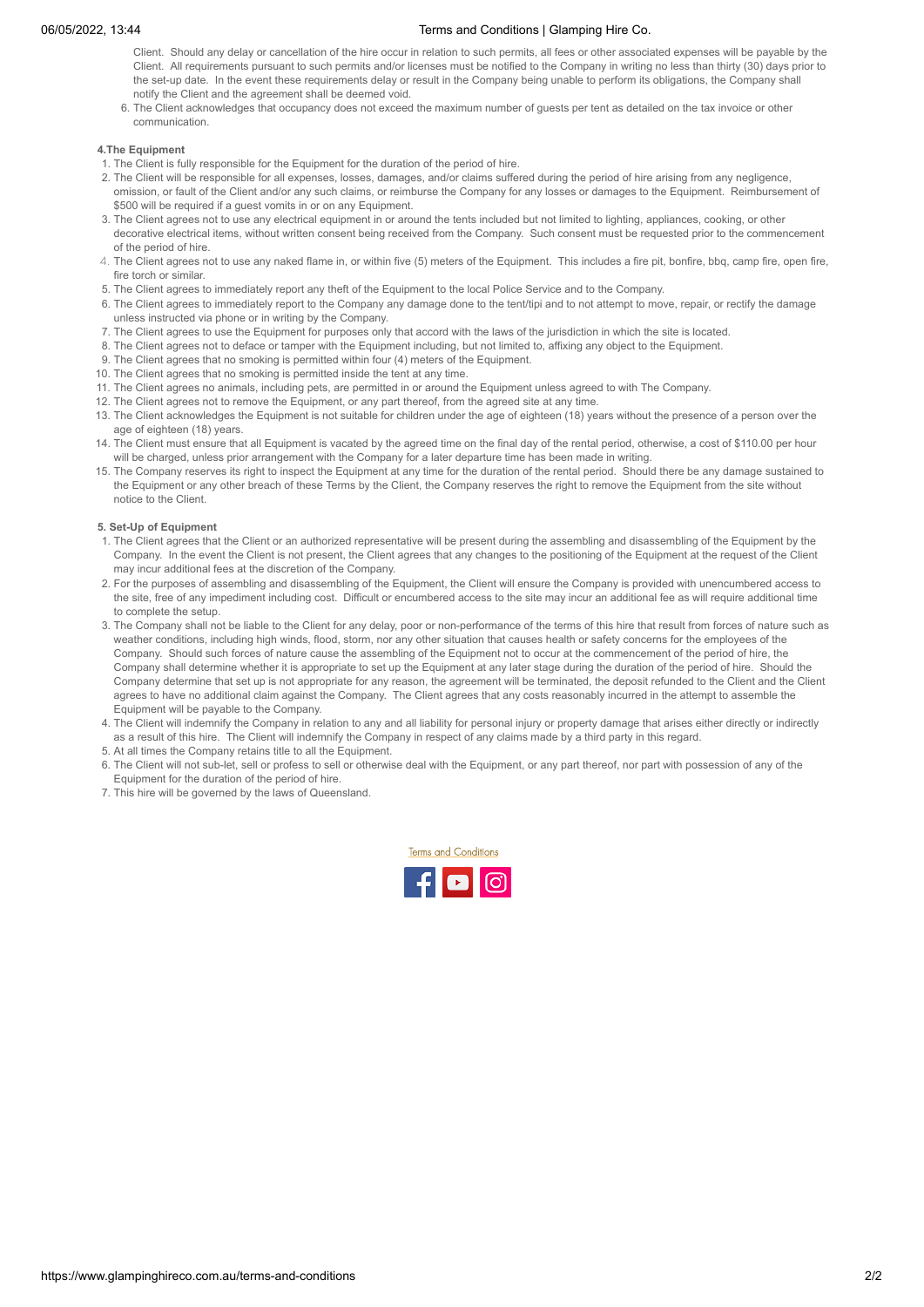Client. Should any delay or cancellation of the hire occur in relation to such permits, all fees or other associated expenses will be payable by the Client. All requirements pursuant to such permits and/or licenses must be notified to the Company in writing no less than thirty (30) days prior to the set-up date. In the event these requirements delay or result in the Company being unable to perform its obligations, the Company shall notify the Client and the agreement shall be deemed void.

6. The Client acknowledges that occupancy does not exceed the maximum number of guests per tent as detailed on the tax invoice or other communication.

**4.The Equipment**

1. The Client is fully responsible for the Equipment for the duration of the period of hire.
2. The Client will be responsible for all expenses, losses, damages, and/or claims suffered during the period of hire arising from any negligence, omission, or fault of the Client and/or any such claims, or reimburse the Company for any losses or damages to the Equipment. Reimbursement of $500 will be required if a guest vomits in or on any Equipment.
3. The Client agrees not to use any electrical equipment in or around the tents included but not limited to lighting, appliances, cooking, or other decorative electrical items, without written consent being received from the Company. Such consent must be requested prior to the commencement of the period of hire.
4. The Client agrees not to use any naked flame in, or within five (5) meters of the Equipment. This includes a fire pit, bonfire, bbq, camp fire, open fire, fire torch or similar.
5. The Client agrees to immediately report any theft of the Equipment to the local Police Service and to the Company.
6. The Client agrees to immediately report to the Company any damage done to the tent/tipi and to not attempt to move, repair, or rectify the damage unless instructed via phone or in writing by the Company.
7. The Client agrees to use the Equipment for purposes only that accord with the laws of the jurisdiction in which the site is located.
8. The Client agrees not to deface or tamper with the Equipment including, but not limited to, affixing any object to the Equipment.
9. The Client agrees that no smoking is permitted within four (4) meters of the Equipment.
10. The Client agrees that no smoking is permitted inside the tent at any time.
11. The Client agrees no animals, including pets, are permitted in or around the Equipment unless agreed to with The Company.
12. The Client agrees not to remove the Equipment, or any part thereof, from the agreed site at any time.
13. The Client acknowledges the Equipment is not suitable for children under the age of eighteen (18) years without the presence of a person over the age of eighteen (18) years.
14. The Client must ensure that all Equipment is vacated by the agreed time on the final day of the rental period, otherwise, a cost of $110.00 per hour will be charged, unless prior arrangement with the Company for a later departure time has been made in writing.
15. The Company reserves its right to inspect the Equipment at any time for the duration of the rental period. Should there be any damage sustained to the Equipment or any other breach of these Terms by the Client, the Company reserves the right to remove the Equipment from the site without notice to the Client.

**5. Set-Up of Equipment**

1. The Client agrees that the Client or an authorized representative will be present during the assembling and disassembling of the Equipment by the Company. In the event the Client is not present, the Client agrees that any changes to the positioning of the Equipment at the request of the Client may incur additional fees at the discretion of the Company.
2. For the purposes of assembling and disassembling of the Equipment, the Client will ensure the Company is provided with unencumbered access to the site, free of any impediment including cost. Difficult or encumbered access to the site may incur an additional fee as will require additional time to complete the setup.
3. The Company shall not be liable to the Client for any delay, poor or non-performance of the terms of this hire that result from forces of nature such as weather conditions, including high winds, flood, storm, nor any other situation that causes health or safety concerns for the employees of the Company. Should such forces of nature cause the assembling of the Equipment not to occur at the commencement of the period of hire, the Company shall determine whether it is appropriate to set up the Equipment at any later stage during the duration of the period of hire. Should the Company determine that set up is not appropriate for any reason, the agreement will be terminated, the deposit refunded to the Client and the Client agrees to have no additional claim against the Company. The Client agrees that any costs reasonably incurred in the attempt to assemble the Equipment will be payable to the Company.
4. The Client will indemnify the Company in relation to any and all liability for personal injury or property damage that arises either directly or indirectly as a result of this hire. The Client will indemnify the Company in respect of any claims made by a third party in this regard.
5. At all times the Company retains title to all the Equipment.
6. The Client will not sub-let, sell or profess to sell or otherwise deal with the Equipment, or any part thereof, nor part with possession of any of the Equipment for the duration of the period of hire.
7. This hire will be governed by the laws of Queensland.

Terms and Conditions